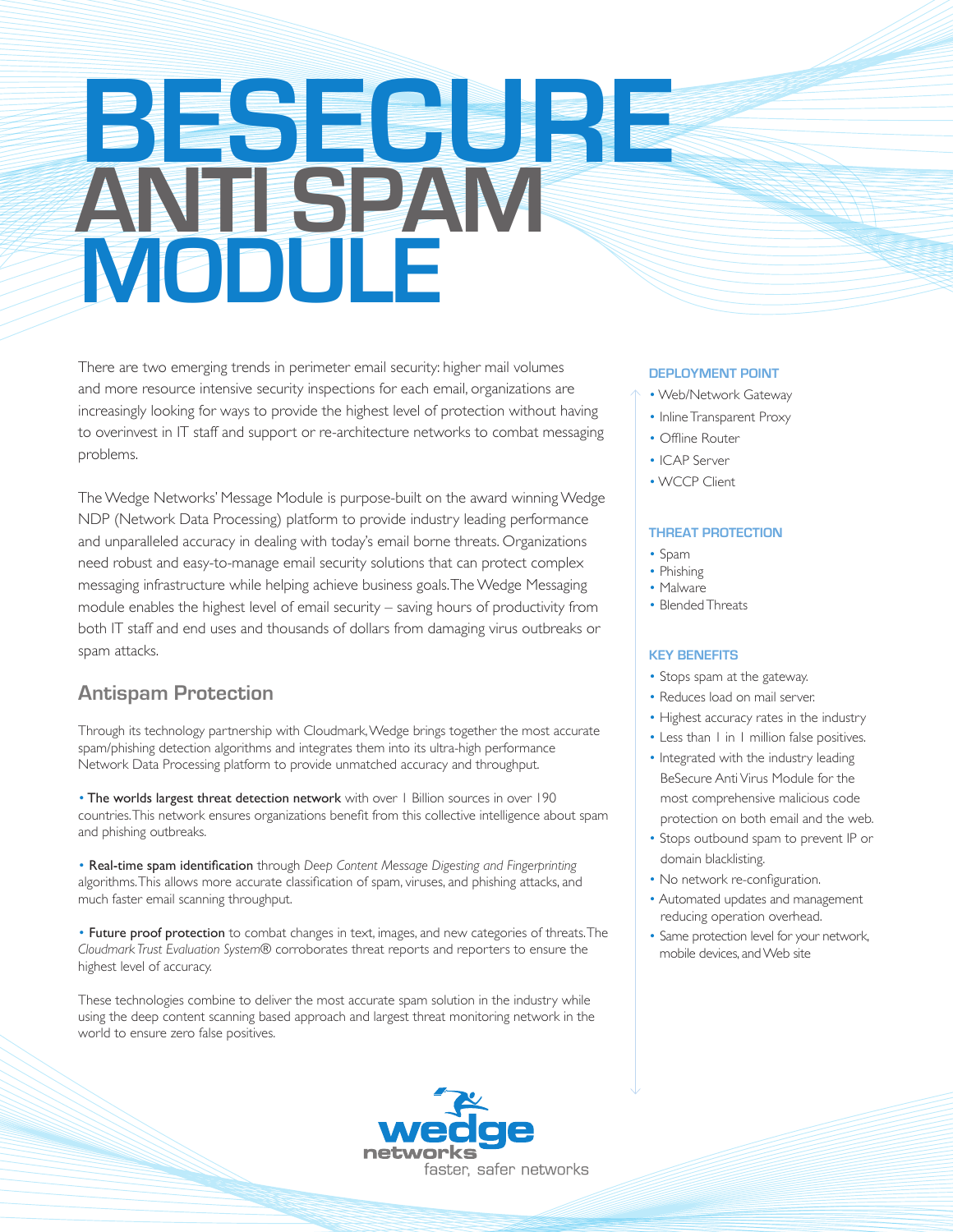# BESECURE ANTI SPAM MODULE

There are two emerging trends in perimeter email security: higher mail volumes and more resource intensive security inspections for each email, organizations are increasingly looking for ways to provide the highest level of protection without having to overinvest in IT staff and support or re-architecture networks to combat messaging problems.

The Wedge Networks' Message Module is purpose-built on the award winning Wedge NDP (Network Data Processing) platform to provide industry leading performance and unparalleled accuracy in dealing with today's email borne threats. Organizations need robust and easy-to-manage email security solutions that can protect complex messaging infrastructure while helping achieve business goals. The Wedge Messaging module enables the highest level of email security – saving hours of productivity from both IT staff and end uses and thousands of dollars from damaging virus outbreaks or spam attacks.

## Antispam Protection

Through its technology partnership with Cloudmark, Wedge brings together the most accurate spam/phishing detection algorithms and integrates them into its ultra-high performance Network Data Processing platform to provide unmatched accuracy and throughput.

- **The worlds largest threat detection network** with over 1 Billion sources in over 190 countries. This network ensures organizations benefit from this collective intelligence about spam and phishing outbreaks.

- **Real-time spam identification** through *Deep Content Message Digesting and Fingerprinting* algorithms. This allows more accurate classification of spam, viruses, and phishing attacks, and much faster email scanning throughput.

- **Future proof protection** to combat changes in text, images, and new categories of threats. The *Cloudmark Trust Evaluation System®* corroborates threat reports and reporters to ensure the highest level of accuracy.

These technologies combine to deliver the most accurate spam solution in the industry while using the deep content scanning based approach and largest threat monitoring network in the world to ensure zero false positives.

### DEPLOYMENT POINT

- Web/Network Gateway
- Inline Transparent Proxy
- Offline Router
- ICAP Server
- WCCP Client

### THREAT PROTECTION

- Spam
- Phishing
- Malware
- Blended Threats

### KEY BENEFITS

- Stops spam at the gateway.
- Reduces load on mail server.
- Highest accuracy rates in the industry
- Less than 1 in 1 million false positives.
- Integrated with the industry leading BeSecure Anti Virus Module for the most comprehensive malicious code protection on both email and the web.
- Stops outbound spam to prevent IP or domain blacklisting.
- No network re-configuration.
- Automated updates and management reducing operation overhead.
- Same protection level for your network, mobile devices, and Web site

wedge networks
faster, safer networks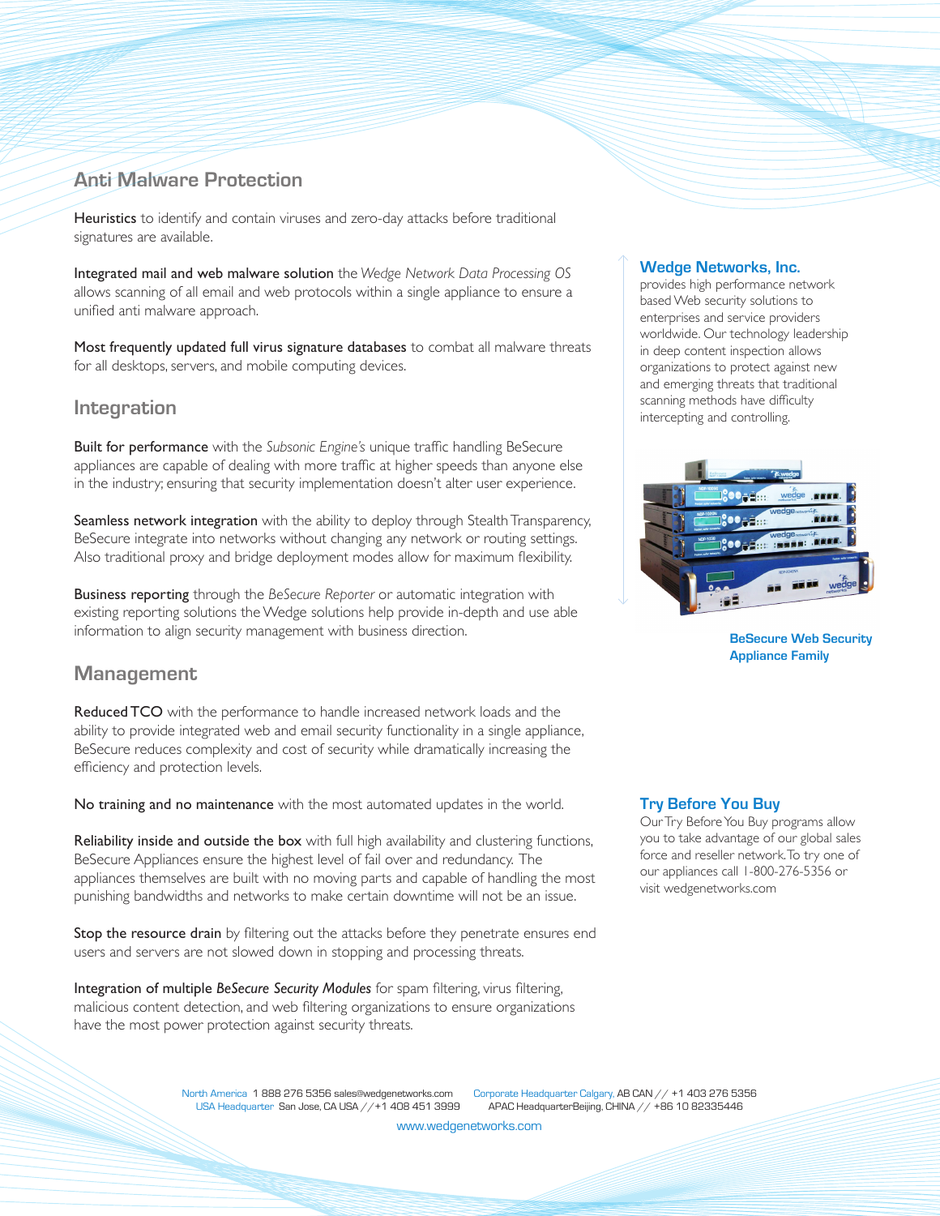## Anti Malware Protection

**Heuristics** to identify and contain viruses and zero-day attacks before traditional signatures are available.

**Integrated mail and web malware solution** the *Wedge Network Data Processing OS* allows scanning of all email and web protocols within a single appliance to ensure a unified anti malware approach.

**Most frequently updated full virus signature databases** to combat all malware threats for all desktops, servers, and mobile computing devices.

## Integration

**Built for performance** with the *Subsonic Engine's* unique traffic handling BeSecure appliances are capable of dealing with more traffic at higher speeds than anyone else in the industry; ensuring that security implementation doesn't alter user experience.

**Seamless network integration** with the ability to deploy through Stealth Transparency, BeSecure integrate into networks without changing any network or routing settings. Also traditional proxy and bridge deployment modes allow for maximum flexibility.

**Business reporting** through the *BeSecure Reporter* or automatic integration with existing reporting solutions the Wedge solutions help provide in-depth and use able information to align security management with business direction.

## Management

**Reduced TCO** with the performance to handle increased network loads and the ability to provide integrated web and email security functionality in a single appliance, BeSecure reduces complexity and cost of security while dramatically increasing the efficiency and protection levels.

**No training and no maintenance** with the most automated updates in the world.

**Reliability inside and outside the box** with full high availability and clustering functions, BeSecure Appliances ensure the highest level of fail over and redundancy. The appliances themselves are built with no moving parts and capable of handling the most punishing bandwidths and networks to make certain downtime will not be an issue.

**Stop the resource drain** by filtering out the attacks before they penetrate ensures end users and servers are not slowed down in stopping and processing threats.

**Integration of multiple** ***BeSecure Security Modules*** for spam filtering, virus filtering, malicious content detection, and web filtering organizations to ensure organizations have the most power protection against security threats.

### Wedge Networks, Inc.

provides high performance network based Web security solutions to enterprises and service providers worldwide. Our technology leadership in deep content inspection allows organizations to protect against new and emerging threats that traditional scanning methods have difficulty intercepting and controlling.

**BeSecure Web Security Appliance Family**

### Try Before You Buy

Our Try Before You Buy programs allow you to take advantage of our global sales force and reseller network. To try one of our appliances call 1-800-276-5356 or visit wedgenetworks.com

North America 1 888 276 5356 sales@wedgenetworks.com Corporate Headquarter Calgary, AB CAN // +1 403 276 5356
USA Headquarter San Jose, CA USA // +1 408 451 3999 APAC HeadquarterBeijing, CHINA // +86 10 82335446

www.wedgenetworks.com